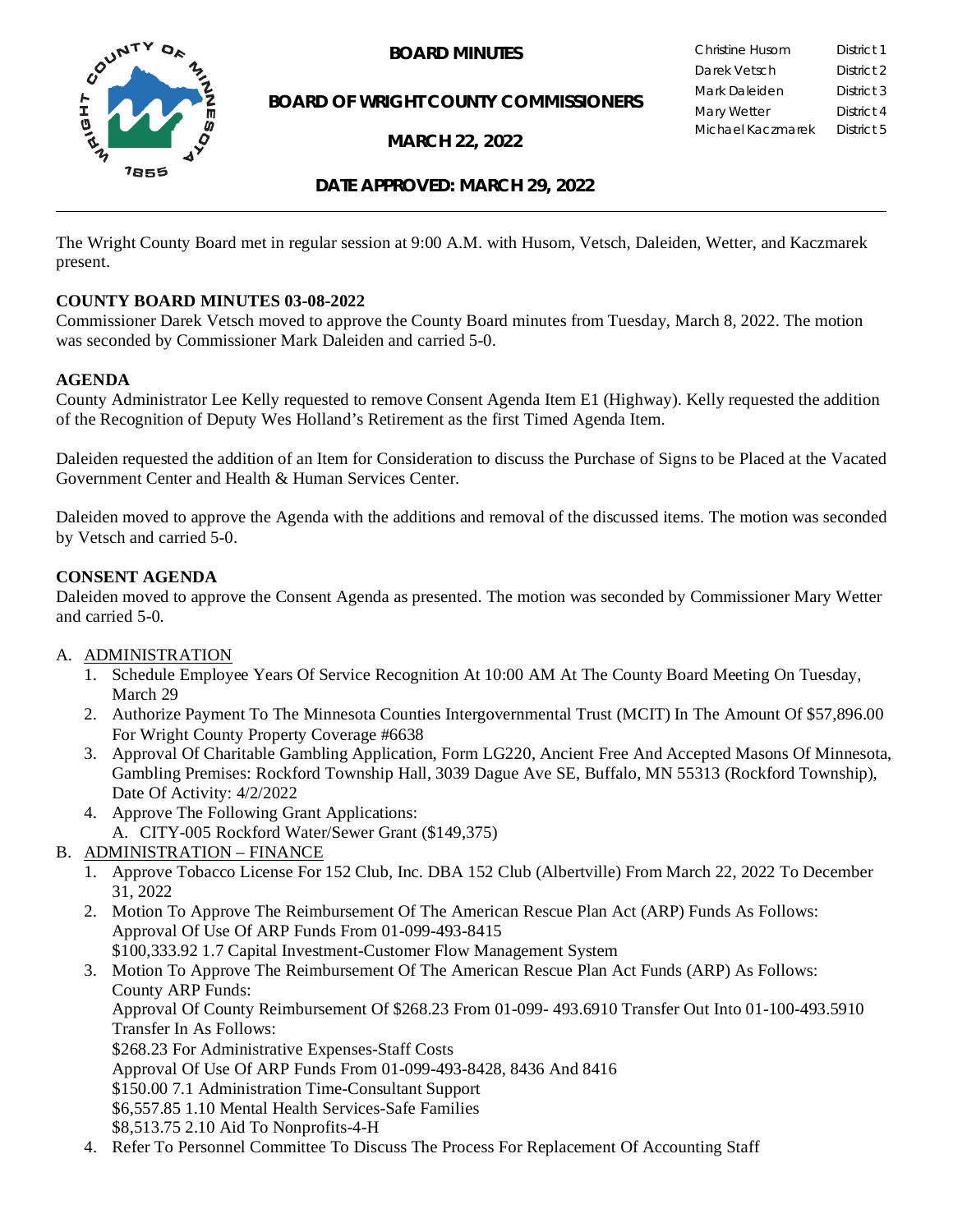# BOARD MINUTES

## BOARD OF WRIGHT COUNTY COMMISSIONERS

## MARCH 22, 2022

| | |
|---|---|
| Christine Husom | District 1 |
| Darek Vetsch | District 2 |
| Mark Daleiden | District 3 |
| Mary Wetter | District 4 |
| Michael Kaczmarek | District 5 |

## DATE APPROVED: MARCH 29, 2022

The Wright County Board met in regular session at 9:00 A.M. with Husom, Vetsch, Daleiden, Wetter, and Kaczmarek present.

**COUNTY BOARD MINUTES 03-08-2022**

Commissioner Darek Vetsch moved to approve the County Board minutes from Tuesday, March 8, 2022. The motion was seconded by Commissioner Mark Daleiden and carried 5-0.

**AGENDA**

County Administrator Lee Kelly requested to remove Consent Agenda Item E1 (Highway). Kelly requested the addition of the Recognition of Deputy Wes Holland's Retirement as the first Timed Agenda Item.

Daleiden requested the addition of an Item for Consideration to discuss the Purchase of Signs to be Placed at the Vacated Government Center and Health & Human Services Center.

Daleiden moved to approve the Agenda with the additions and removal of the discussed items. The motion was seconded by Vetsch and carried 5-0.

**CONSENT AGENDA**

Daleiden moved to approve the Consent Agenda as presented. The motion was seconded by Commissioner Mary Wetter and carried 5-0.

A. ADMINISTRATION
   1. Schedule Employee Years Of Service Recognition At 10:00 AM At The County Board Meeting On Tuesday, March 29
   2. Authorize Payment To The Minnesota Counties Intergovernmental Trust (MCIT) In The Amount Of $57,896.00 For Wright County Property Coverage #6638
   3. Approval Of Charitable Gambling Application, Form LG220, Ancient Free And Accepted Masons Of Minnesota, Gambling Premises: Rockford Township Hall, 3039 Dague Ave SE, Buffalo, MN 55313 (Rockford Township), Date Of Activity: 4/2/2022
   4. Approve The Following Grant Applications:
      A. CITY-005 Rockford Water/Sewer Grant ($149,375)

B. ADMINISTRATION – FINANCE
   1. Approve Tobacco License For 152 Club, Inc. DBA 152 Club (Albertville) From March 22, 2022 To December 31, 2022
   2. Motion To Approve The Reimbursement Of The American Rescue Plan Act (ARP) Funds As Follows:
      Approval Of Use Of ARP Funds From 01-099-493-8415
      $100,333.92 1.7 Capital Investment-Customer Flow Management System
   3. Motion To Approve The Reimbursement Of The American Rescue Plan Act Funds (ARP) As Follows:
      County ARP Funds:
      Approval Of County Reimbursement Of $268.23 From 01-099- 493.6910 Transfer Out Into 01-100-493.5910 Transfer In As Follows:
      $268.23 For Administrative Expenses-Staff Costs
      Approval Of Use Of ARP Funds From 01-099-493-8428, 8436 And 8416
      $150.00 7.1 Administration Time-Consultant Support
      $6,557.85 1.10 Mental Health Services-Safe Families
      $8,513.75 2.10 Aid To Nonprofits-4-H
   4. Refer To Personnel Committee To Discuss The Process For Replacement Of Accounting Staff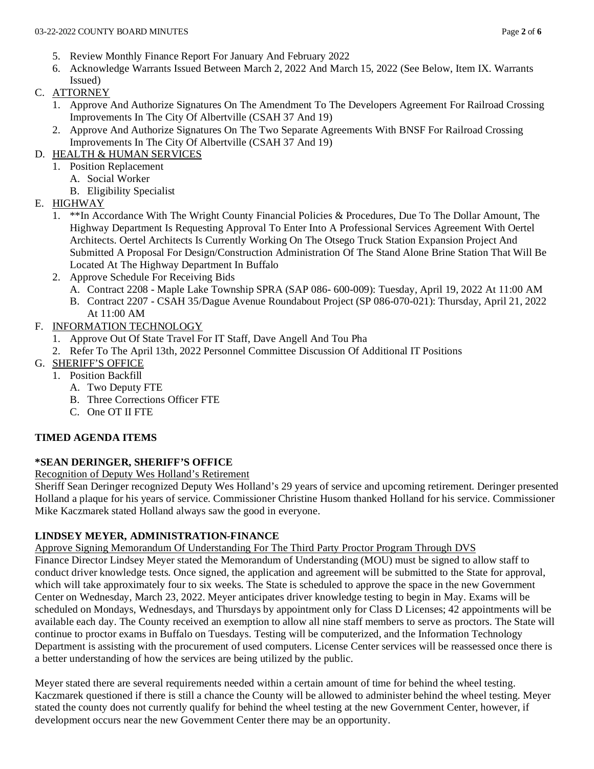5. Review Monthly Finance Report For January And February 2022
6. Acknowledge Warrants Issued Between March 2, 2022 And March 15, 2022 (See Below, Item IX. Warrants Issued)

C. ATTORNEY
   1. Approve And Authorize Signatures On The Amendment To The Developers Agreement For Railroad Crossing Improvements In The City Of Albertville (CSAH 37 And 19)
   2. Approve And Authorize Signatures On The Two Separate Agreements With BNSF For Railroad Crossing Improvements In The City Of Albertville (CSAH 37 And 19)

D. HEALTH & HUMAN SERVICES
   1. Position Replacement
      A. Social Worker
      B. Eligibility Specialist

E. HIGHWAY
   1. **In Accordance With The Wright County Financial Policies & Procedures, Due To The Dollar Amount, The Highway Department Is Requesting Approval To Enter Into A Professional Services Agreement With Oertel Architects. Oertel Architects Is Currently Working On The Otsego Truck Station Expansion Project And Submitted A Proposal For Design/Construction Administration Of The Stand Alone Brine Station That Will Be Located At The Highway Department In Buffalo
   2. Approve Schedule For Receiving Bids
      A. Contract 2208 - Maple Lake Township SPRA (SAP 086- 600-009): Tuesday, April 19, 2022 At 11:00 AM
      B. Contract 2207 - CSAH 35/Dague Avenue Roundabout Project (SP 086-070-021): Thursday, April 21, 2022 At 11:00 AM

F. INFORMATION TECHNOLOGY
   1. Approve Out Of State Travel For IT Staff, Dave Angell And Tou Pha
   2. Refer To The April 13th, 2022 Personnel Committee Discussion Of Additional IT Positions

G. SHERIFF'S OFFICE
   1. Position Backfill
      A. Two Deputy FTE
      B. Three Corrections Officer FTE
      C. One OT II FTE

**TIMED AGENDA ITEMS**

**\*SEAN DERINGER, SHERIFF'S OFFICE**

Recognition of Deputy Wes Holland's Retirement

Sheriff Sean Deringer recognized Deputy Wes Holland's 29 years of service and upcoming retirement. Deringer presented Holland a plaque for his years of service. Commissioner Christine Husom thanked Holland for his service. Commissioner Mike Kaczmarek stated Holland always saw the good in everyone.

**LINDSEY MEYER, ADMINISTRATION-FINANCE**

Approve Signing Memorandum Of Understanding For The Third Party Proctor Program Through DVS

Finance Director Lindsey Meyer stated the Memorandum of Understanding (MOU) must be signed to allow staff to conduct driver knowledge tests. Once signed, the application and agreement will be submitted to the State for approval, which will take approximately four to six weeks. The State is scheduled to approve the space in the new Government Center on Wednesday, March 23, 2022. Meyer anticipates driver knowledge testing to begin in May. Exams will be scheduled on Mondays, Wednesdays, and Thursdays by appointment only for Class D Licenses; 42 appointments will be available each day. The County received an exemption to allow all nine staff members to serve as proctors. The State will continue to proctor exams in Buffalo on Tuesdays. Testing will be computerized, and the Information Technology Department is assisting with the procurement of used computers. License Center services will be reassessed once there is a better understanding of how the services are being utilized by the public.

Meyer stated there are several requirements needed within a certain amount of time for behind the wheel testing. Kaczmarek questioned if there is still a chance the County will be allowed to administer behind the wheel testing. Meyer stated the county does not currently qualify for behind the wheel testing at the new Government Center, however, if development occurs near the new Government Center there may be an opportunity.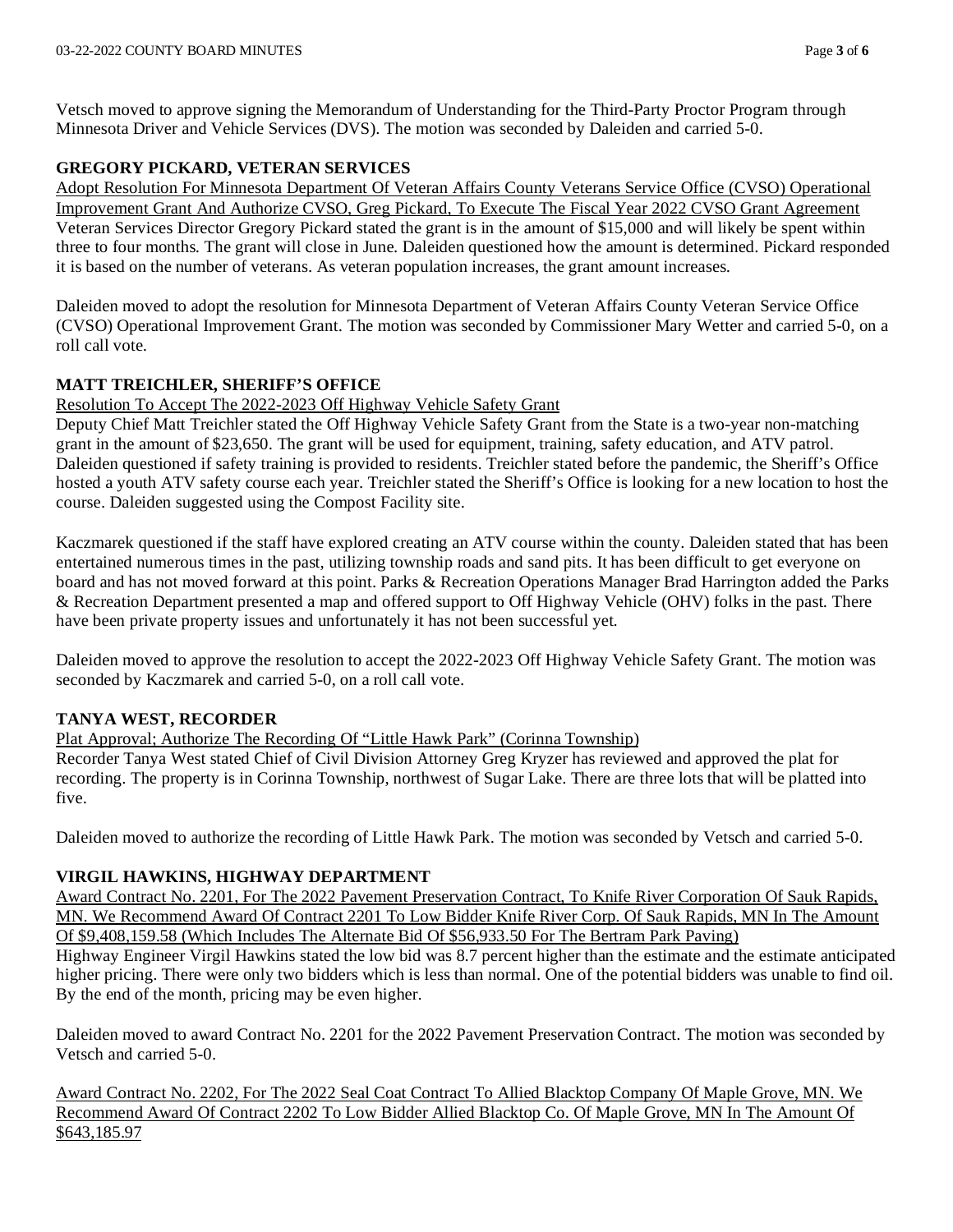Vetsch moved to approve signing the Memorandum of Understanding for the Third-Party Proctor Program through Minnesota Driver and Vehicle Services (DVS). The motion was seconded by Daleiden and carried 5-0.

## GREGORY PICKARD, VETERAN SERVICES

Adopt Resolution For Minnesota Department Of Veteran Affairs County Veterans Service Office (CVSO) Operational Improvement Grant And Authorize CVSO, Greg Pickard, To Execute The Fiscal Year 2022 CVSO Grant Agreement

Veteran Services Director Gregory Pickard stated the grant is in the amount of $15,000 and will likely be spent within three to four months. The grant will close in June. Daleiden questioned how the amount is determined. Pickard responded it is based on the number of veterans. As veteran population increases, the grant amount increases.

Daleiden moved to adopt the resolution for Minnesota Department of Veteran Affairs County Veteran Service Office (CVSO) Operational Improvement Grant. The motion was seconded by Commissioner Mary Wetter and carried 5-0, on a roll call vote.

## MATT TREICHLER, SHERIFF'S OFFICE

Resolution To Accept The 2022-2023 Off Highway Vehicle Safety Grant

Deputy Chief Matt Treichler stated the Off Highway Vehicle Safety Grant from the State is a two-year non-matching grant in the amount of $23,650. The grant will be used for equipment, training, safety education, and ATV patrol. Daleiden questioned if safety training is provided to residents. Treichler stated before the pandemic, the Sheriff's Office hosted a youth ATV safety course each year. Treichler stated the Sheriff's Office is looking for a new location to host the course. Daleiden suggested using the Compost Facility site.

Kaczmarek questioned if the staff have explored creating an ATV course within the county. Daleiden stated that has been entertained numerous times in the past, utilizing township roads and sand pits. It has been difficult to get everyone on board and has not moved forward at this point. Parks & Recreation Operations Manager Brad Harrington added the Parks & Recreation Department presented a map and offered support to Off Highway Vehicle (OHV) folks in the past. There have been private property issues and unfortunately it has not been successful yet.

Daleiden moved to approve the resolution to accept the 2022-2023 Off Highway Vehicle Safety Grant. The motion was seconded by Kaczmarek and carried 5-0, on a roll call vote.

## TANYA WEST, RECORDER

Plat Approval; Authorize The Recording Of "Little Hawk Park" (Corinna Township)

Recorder Tanya West stated Chief of Civil Division Attorney Greg Kryzer has reviewed and approved the plat for recording. The property is in Corinna Township, northwest of Sugar Lake. There are three lots that will be platted into five.

Daleiden moved to authorize the recording of Little Hawk Park. The motion was seconded by Vetsch and carried 5-0.

## VIRGIL HAWKINS, HIGHWAY DEPARTMENT

Award Contract No. 2201, For The 2022 Pavement Preservation Contract, To Knife River Corporation Of Sauk Rapids, MN. We Recommend Award Of Contract 2201 To Low Bidder Knife River Corp. Of Sauk Rapids, MN In The Amount Of $9,408,159.58 (Which Includes The Alternate Bid Of $56,933.50 For The Bertram Park Paving)

Highway Engineer Virgil Hawkins stated the low bid was 8.7 percent higher than the estimate and the estimate anticipated higher pricing. There were only two bidders which is less than normal. One of the potential bidders was unable to find oil. By the end of the month, pricing may be even higher.

Daleiden moved to award Contract No. 2201 for the 2022 Pavement Preservation Contract. The motion was seconded by Vetsch and carried 5-0.

Award Contract No. 2202, For The 2022 Seal Coat Contract To Allied Blacktop Company Of Maple Grove, MN. We Recommend Award Of Contract 2202 To Low Bidder Allied Blacktop Co. Of Maple Grove, MN In The Amount Of $643,185.97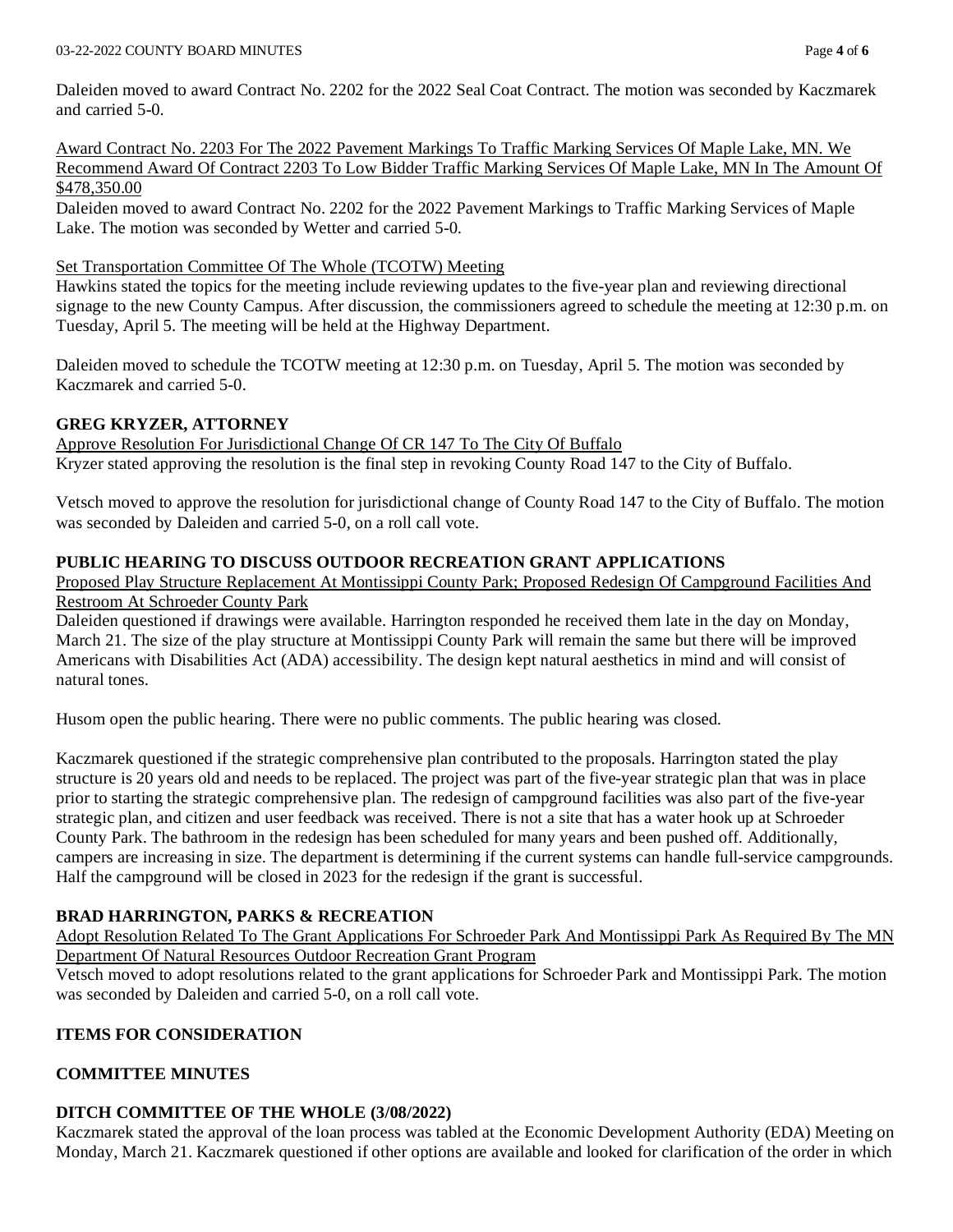Daleiden moved to award Contract No. 2202 for the 2022 Seal Coat Contract. The motion was seconded by Kaczmarek and carried 5-0.

Award Contract No. 2203 For The 2022 Pavement Markings To Traffic Marking Services Of Maple Lake, MN. We Recommend Award Of Contract 2203 To Low Bidder Traffic Marking Services Of Maple Lake, MN In The Amount Of $478,350.00

Daleiden moved to award Contract No. 2202 for the 2022 Pavement Markings to Traffic Marking Services of Maple Lake. The motion was seconded by Wetter and carried 5-0.

Set Transportation Committee Of The Whole (TCOTW) Meeting

Hawkins stated the topics for the meeting include reviewing updates to the five-year plan and reviewing directional signage to the new County Campus. After discussion, the commissioners agreed to schedule the meeting at 12:30 p.m. on Tuesday, April 5. The meeting will be held at the Highway Department.

Daleiden moved to schedule the TCOTW meeting at 12:30 p.m. on Tuesday, April 5. The motion was seconded by Kaczmarek and carried 5-0.

**GREG KRYZER, ATTORNEY**

Approve Resolution For Jurisdictional Change Of CR 147 To The City Of Buffalo

Kryzer stated approving the resolution is the final step in revoking County Road 147 to the City of Buffalo.

Vetsch moved to approve the resolution for jurisdictional change of County Road 147 to the City of Buffalo. The motion was seconded by Daleiden and carried 5-0, on a roll call vote.

**PUBLIC HEARING TO DISCUSS OUTDOOR RECREATION GRANT APPLICATIONS**

Proposed Play Structure Replacement At Montissippi County Park; Proposed Redesign Of Campground Facilities And Restroom At Schroeder County Park

Daleiden questioned if drawings were available. Harrington responded he received them late in the day on Monday, March 21. The size of the play structure at Montissippi County Park will remain the same but there will be improved Americans with Disabilities Act (ADA) accessibility. The design kept natural aesthetics in mind and will consist of natural tones.

Husom open the public hearing. There were no public comments. The public hearing was closed.

Kaczmarek questioned if the strategic comprehensive plan contributed to the proposals. Harrington stated the play structure is 20 years old and needs to be replaced. The project was part of the five-year strategic plan that was in place prior to starting the strategic comprehensive plan. The redesign of campground facilities was also part of the five-year strategic plan, and citizen and user feedback was received. There is not a site that has a water hook up at Schroeder County Park. The bathroom in the redesign has been scheduled for many years and been pushed off. Additionally, campers are increasing in size. The department is determining if the current systems can handle full-service campgrounds. Half the campground will be closed in 2023 for the redesign if the grant is successful.

**BRAD HARRINGTON, PARKS & RECREATION**

Adopt Resolution Related To The Grant Applications For Schroeder Park And Montissippi Park As Required By The MN Department Of Natural Resources Outdoor Recreation Grant Program

Vetsch moved to adopt resolutions related to the grant applications for Schroeder Park and Montissippi Park. The motion was seconded by Daleiden and carried 5-0, on a roll call vote.

**ITEMS FOR CONSIDERATION**

**COMMITTEE MINUTES**

**DITCH COMMITTEE OF THE WHOLE (3/08/2022)**

Kaczmarek stated the approval of the loan process was tabled at the Economic Development Authority (EDA) Meeting on Monday, March 21. Kaczmarek questioned if other options are available and looked for clarification of the order in which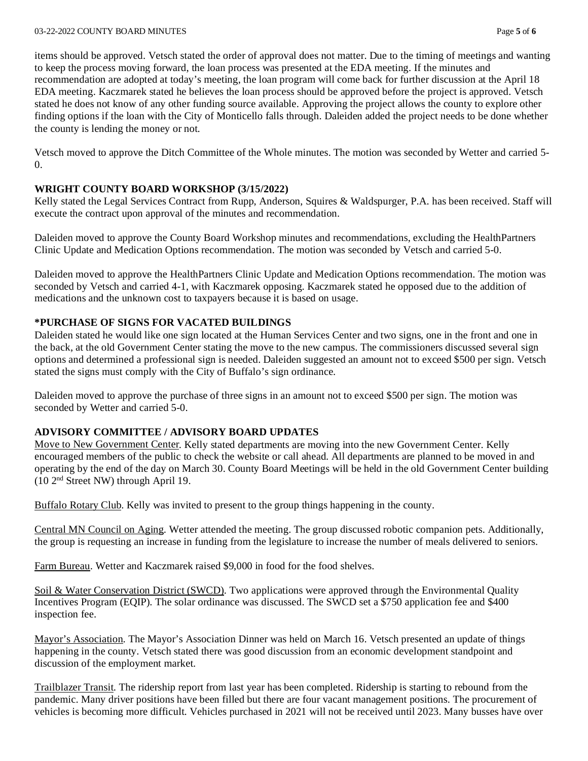items should be approved. Vetsch stated the order of approval does not matter. Due to the timing of meetings and wanting to keep the process moving forward, the loan process was presented at the EDA meeting. If the minutes and recommendation are adopted at today's meeting, the loan program will come back for further discussion at the April 18 EDA meeting. Kaczmarek stated he believes the loan process should be approved before the project is approved. Vetsch stated he does not know of any other funding source available. Approving the project allows the county to explore other finding options if the loan with the City of Monticello falls through. Daleiden added the project needs to be done whether the county is lending the money or not.

Vetsch moved to approve the Ditch Committee of the Whole minutes. The motion was seconded by Wetter and carried 5-0.

**WRIGHT COUNTY BOARD WORKSHOP (3/15/2022)**

Kelly stated the Legal Services Contract from Rupp, Anderson, Squires & Waldspurger, P.A. has been received. Staff will execute the contract upon approval of the minutes and recommendation.

Daleiden moved to approve the County Board Workshop minutes and recommendations, excluding the HealthPartners Clinic Update and Medication Options recommendation. The motion was seconded by Vetsch and carried 5-0.

Daleiden moved to approve the HealthPartners Clinic Update and Medication Options recommendation. The motion was seconded by Vetsch and carried 4-1, with Kaczmarek opposing. Kaczmarek stated he opposed due to the addition of medications and the unknown cost to taxpayers because it is based on usage.

**\*PURCHASE OF SIGNS FOR VACATED BUILDINGS**

Daleiden stated he would like one sign located at the Human Services Center and two signs, one in the front and one in the back, at the old Government Center stating the move to the new campus. The commissioners discussed several sign options and determined a professional sign is needed. Daleiden suggested an amount not to exceed $500 per sign. Vetsch stated the signs must comply with the City of Buffalo's sign ordinance.

Daleiden moved to approve the purchase of three signs in an amount not to exceed $500 per sign. The motion was seconded by Wetter and carried 5-0.

**ADVISORY COMMITTEE / ADVISORY BOARD UPDATES**

Move to New Government Center. Kelly stated departments are moving into the new Government Center. Kelly encouraged members of the public to check the website or call ahead. All departments are planned to be moved in and operating by the end of the day on March 30. County Board Meetings will be held in the old Government Center building (10 2nd Street NW) through April 19.

Buffalo Rotary Club. Kelly was invited to present to the group things happening in the county.

Central MN Council on Aging. Wetter attended the meeting. The group discussed robotic companion pets. Additionally, the group is requesting an increase in funding from the legislature to increase the number of meals delivered to seniors.

Farm Bureau. Wetter and Kaczmarek raised $9,000 in food for the food shelves.

Soil & Water Conservation District (SWCD). Two applications were approved through the Environmental Quality Incentives Program (EQIP). The solar ordinance was discussed. The SWCD set a $750 application fee and $400 inspection fee.

Mayor's Association. The Mayor's Association Dinner was held on March 16. Vetsch presented an update of things happening in the county. Vetsch stated there was good discussion from an economic development standpoint and discussion of the employment market.

Trailblazer Transit. The ridership report from last year has been completed. Ridership is starting to rebound from the pandemic. Many driver positions have been filled but there are four vacant management positions. The procurement of vehicles is becoming more difficult. Vehicles purchased in 2021 will not be received until 2023. Many busses have over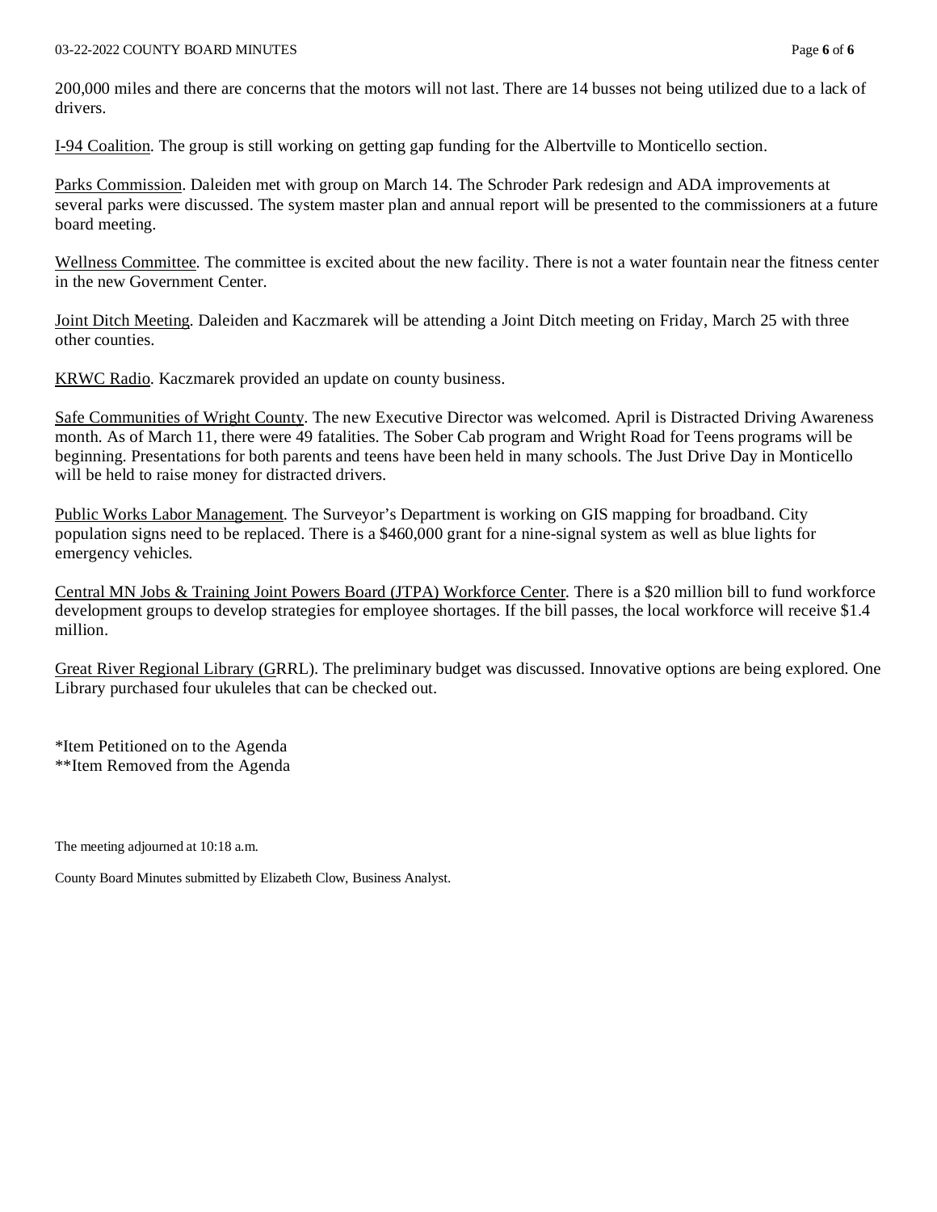200,000 miles and there are concerns that the motors will not last. There are 14 busses not being utilized due to a lack of drivers.

<u>I-94 Coalition</u>. The group is still working on getting gap funding for the Albertville to Monticello section.

<u>Parks Commission</u>. Daleiden met with group on March 14. The Schroder Park redesign and ADA improvements at several parks were discussed. The system master plan and annual report will be presented to the commissioners at a future board meeting.

<u>Wellness Committee</u>. The committee is excited about the new facility. There is not a water fountain near the fitness center in the new Government Center.

<u>Joint Ditch Meeting</u>. Daleiden and Kaczmarek will be attending a Joint Ditch meeting on Friday, March 25 with three other counties.

<u>KRWC Radio</u>. Kaczmarek provided an update on county business.

<u>Safe Communities of Wright County</u>. The new Executive Director was welcomed. April is Distracted Driving Awareness month. As of March 11, there were 49 fatalities. The Sober Cab program and Wright Road for Teens programs will be beginning. Presentations for both parents and teens have been held in many schools. The Just Drive Day in Monticello will be held to raise money for distracted drivers.

<u>Public Works Labor Management</u>. The Surveyor's Department is working on GIS mapping for broadband. City population signs need to be replaced. There is a $460,000 grant for a nine-signal system as well as blue lights for emergency vehicles.

<u>Central MN Jobs & Training Joint Powers Board (JTPA) Workforce Center</u>. There is a $20 million bill to fund workforce development groups to develop strategies for employee shortages. If the bill passes, the local workforce will receive $1.4 million.

<u>Great River Regional Library (G</u>RRL). The preliminary budget was discussed. Innovative options are being explored. One Library purchased four ukuleles that can be checked out.

*Item Petitioned on to the Agenda
**Item Removed from the Agenda

The meeting adjourned at 10:18 a.m.

County Board Minutes submitted by Elizabeth Clow, Business Analyst.